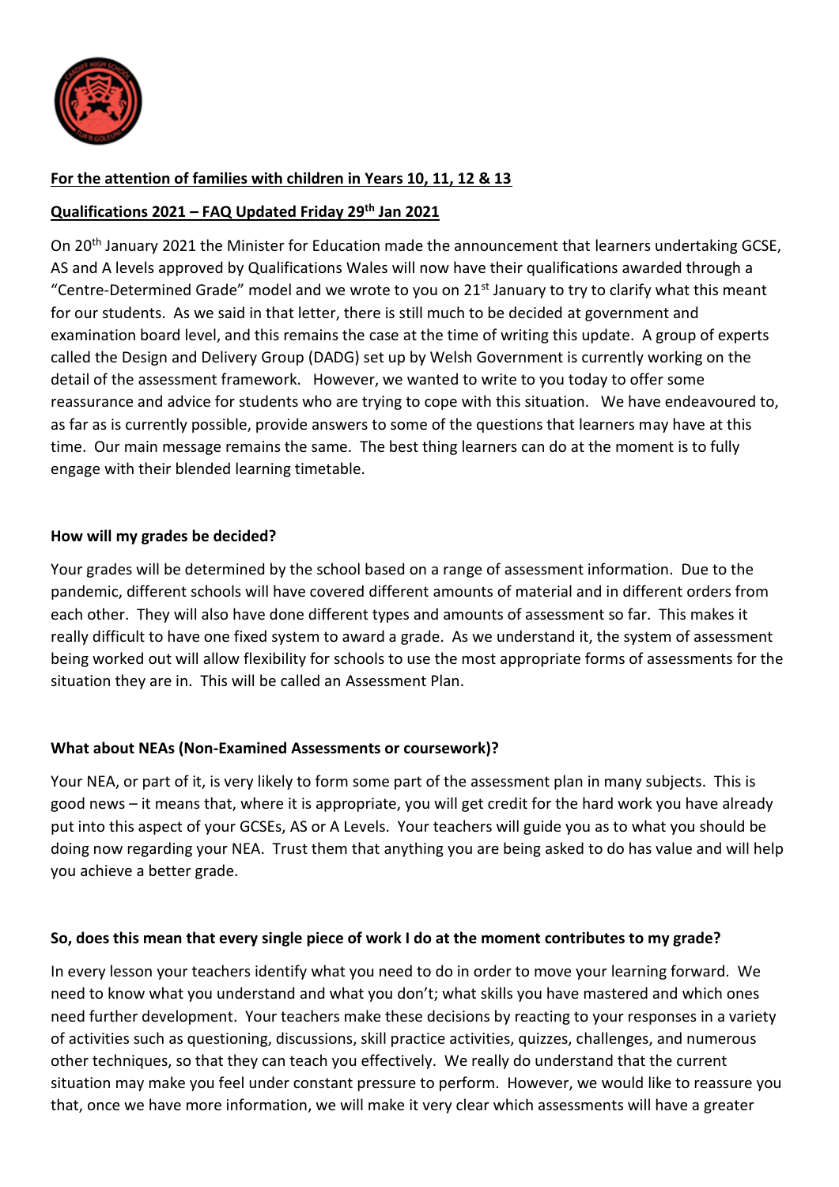**For the attention of families with children in Years 10, 11, 12 & 13**

**Qualifications 2021 – FAQ Updated Friday 29th Jan 2021**

On 20th January 2021 the Minister for Education made the announcement that learners undertaking GCSE, AS and A levels approved by Qualifications Wales will now have their qualifications awarded through a "Centre-Determined Grade" model and we wrote to you on 21st January to try to clarify what this meant for our students. As we said in that letter, there is still much to be decided at government and examination board level, and this remains the case at the time of writing this update. A group of experts called the Design and Delivery Group (DADG) set up by Welsh Government is currently working on the detail of the assessment framework. However, we wanted to write to you today to offer some reassurance and advice for students who are trying to cope with this situation. We have endeavoured to, as far as is currently possible, provide answers to some of the questions that learners may have at this time. Our main message remains the same. The best thing learners can do at the moment is to fully engage with their blended learning timetable.

**How will my grades be decided?**

Your grades will be determined by the school based on a range of assessment information. Due to the pandemic, different schools will have covered different amounts of material and in different orders from each other. They will also have done different types and amounts of assessment so far. This makes it really difficult to have one fixed system to award a grade. As we understand it, the system of assessment being worked out will allow flexibility for schools to use the most appropriate forms of assessments for the situation they are in. This will be called an Assessment Plan.

**What about NEAs (Non-Examined Assessments or coursework)?**

Your NEA, or part of it, is very likely to form some part of the assessment plan in many subjects. This is good news – it means that, where it is appropriate, you will get credit for the hard work you have already put into this aspect of your GCSEs, AS or A Levels. Your teachers will guide you as to what you should be doing now regarding your NEA. Trust them that anything you are being asked to do has value and will help you achieve a better grade.

**So, does this mean that every single piece of work I do at the moment contributes to my grade?**

In every lesson your teachers identify what you need to do in order to move your learning forward. We need to know what you understand and what you don't; what skills you have mastered and which ones need further development. Your teachers make these decisions by reacting to your responses in a variety of activities such as questioning, discussions, skill practice activities, quizzes, challenges, and numerous other techniques, so that they can teach you effectively. We really do understand that the current situation may make you feel under constant pressure to perform. However, we would like to reassure you that, once we have more information, we will make it very clear which assessments will have a greater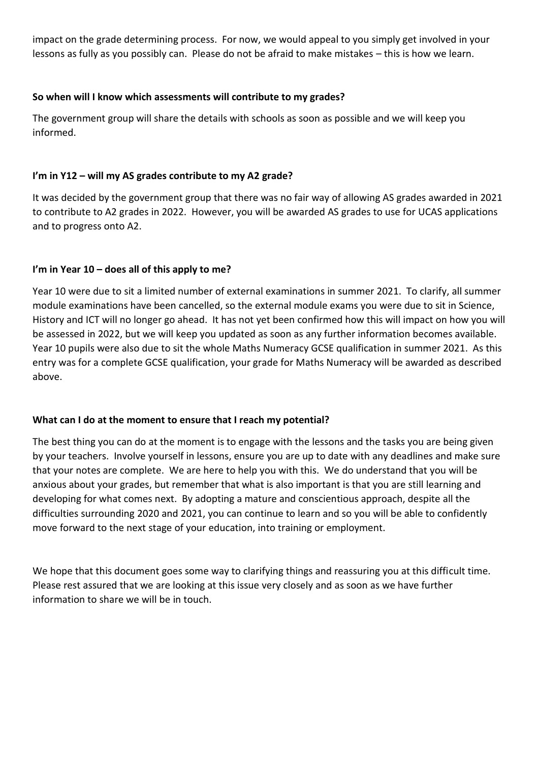impact on the grade determining process. For now, we would appeal to you simply get involved in your lessons as fully as you possibly can. Please do not be afraid to make mistakes – this is how we learn.

**So when will I know which assessments will contribute to my grades?**

The government group will share the details with schools as soon as possible and we will keep you informed.

**I'm in Y12 – will my AS grades contribute to my A2 grade?**

It was decided by the government group that there was no fair way of allowing AS grades awarded in 2021 to contribute to A2 grades in 2022. However, you will be awarded AS grades to use for UCAS applications and to progress onto A2.

**I'm in Year 10 – does all of this apply to me?**

Year 10 were due to sit a limited number of external examinations in summer 2021. To clarify, all summer module examinations have been cancelled, so the external module exams you were due to sit in Science, History and ICT will no longer go ahead. It has not yet been confirmed how this will impact on how you will be assessed in 2022, but we will keep you updated as soon as any further information becomes available. Year 10 pupils were also due to sit the whole Maths Numeracy GCSE qualification in summer 2021. As this entry was for a complete GCSE qualification, your grade for Maths Numeracy will be awarded as described above.

**What can I do at the moment to ensure that I reach my potential?**

The best thing you can do at the moment is to engage with the lessons and the tasks you are being given by your teachers. Involve yourself in lessons, ensure you are up to date with any deadlines and make sure that your notes are complete. We are here to help you with this. We do understand that you will be anxious about your grades, but remember that what is also important is that you are still learning and developing for what comes next. By adopting a mature and conscientious approach, despite all the difficulties surrounding 2020 and 2021, you can continue to learn and so you will be able to confidently move forward to the next stage of your education, into training or employment.

We hope that this document goes some way to clarifying things and reassuring you at this difficult time. Please rest assured that we are looking at this issue very closely and as soon as we have further information to share we will be in touch.